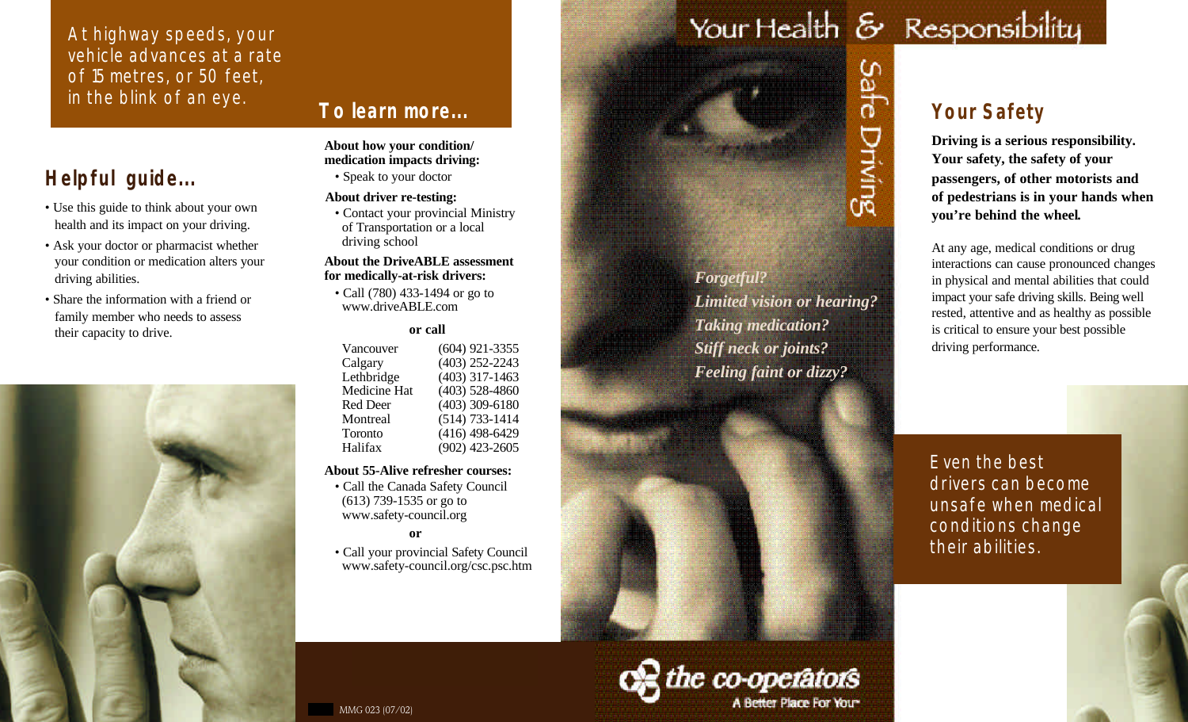At highway speeds, your vehicle advances at a rate of 15 metres, or 50 feet, in the blink of an eye.

## Helpful guide...

- Use this guide to think about your own health and its impact on your driving.
- Ask your doctor or pharmacist whether your condition or medication alters your driving abilities.
- Share the information with a friend or family member who needs to assess their capacity to drive.

## To learn more...

**About how your condition/ medication impacts driving:**

- Speak to your doctor

**About driver re-testing:**

- Contact your provincial Ministry of Transportation or a local driving school

**About the DriveABLE assessment for medically-at-risk drivers:**

- Call (780) 433-1494 or go to www.driveABLE.com

**or call**

| | |
|---|---|
| Vancouver | (604) 921-3355 |
| Calgary | (403) 252-2243 |
| Lethbridge | (403) 317-1463 |
| Medicine Hat | (403) 528-4860 |
| Red Deer | (403) 309-6180 |
| Montreal | (514) 733-1414 |
| Toronto | (416) 498-6429 |
| Halifax | (902) 423-2605 |

**About 55-Alive refresher courses:**

- Call the Canada Safety Council (613) 739-1535 or go to www.safety-council.org

**or**

- Call your provincial Safety Council www.safety-council.org/csc.psc.htm

MMG 023 (07/02)

# Your Health & Responsibility

Safe Driving

*Forgetful?*
*Limited vision or hearing?*
*Taking medication?*
*Stiff neck or joints?*
*Feeling faint or dizzy?*

the co-operators
A Better Place For You™

## Your Safety

**Driving is a serious responsibility. Your safety, the safety of your passengers, of other motorists and of pedestrians is in your hands when you're behind the wheel.**

At any age, medical conditions or drug interactions can cause pronounced changes in physical and mental abilities that could impact your safe driving skills. Being well rested, attentive and as healthy as possible is critical to ensure your best possible driving performance.

Even the best drivers can become unsafe when medical conditions change their abilities.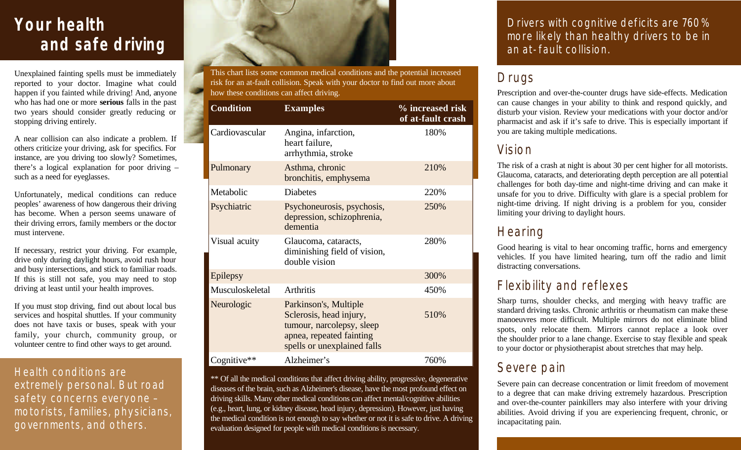# Your health and safe driving

Unexplained fainting spells must be immediately reported to your doctor. Imagine what could happen if you fainted while driving! And, anyone who has had one or more **serious** falls in the past two years should consider greatly reducing or stopping driving entirely.

A near collision can also indicate a problem. If others criticize your driving, ask for specifics. For instance, are you driving too slowly? Sometimes, there's a logical explanation for poor driving – such as a need for eyeglasses.

Unfortunately, medical conditions can reduce peoples' awareness of how dangerous their driving has become. When a person seems unaware of their driving errors, family members or the doctor must intervene.

If necessary, restrict your driving. For example, drive only during daylight hours, avoid rush hour and busy intersections, and stick to familiar roads. If this is still not safe, you may need to stop driving at least until your health improves.

If you must stop driving, find out about local bus services and hospital shuttles. If your community does not have taxis or buses, speak with your family, your church, community group, or volunteer centre to find other ways to get around.

Health conditions are extremely personal. But road safety concerns everyone – motorists, families, physicians, governments, and others.

This chart lists some common medical conditions and the potential increased risk for an at-fault collision. Speak with your doctor to find out more about how these conditions can affect driving.

| Condition | Examples | % increased risk of at-fault crash |
|---|---|---|
| Cardiovascular | Angina, infarction, heart failure, arrhythmia, stroke | 180% |
| Pulmonary | Asthma, chronic bronchitis, emphysema | 210% |
| Metabolic | Diabetes | 220% |
| Psychiatric | Psychoneurosis, psychosis, depression, schizophrenia, dementia | 250% |
| Visual acuity | Glaucoma, cataracts, diminishing field of vision, double vision | 280% |
| Epilepsy | | 300% |
| Musculoskeletal | Arthritis | 450% |
| Neurologic | Parkinson's, Multiple Sclerosis, head injury, tumour, narcolepsy, sleep apnea, repeated fainting spells or unexplained falls | 510% |
| Cognitive** | Alzheimer's | 760% |

** Of all the medical conditions that affect driving ability, progressive, degenerative diseases of the brain, such as Alzheimer's disease, have the most profound effect on driving skills. Many other medical conditions can affect mental/cognitive abilities (e.g., heart, lung, or kidney disease, head injury, depression). However, just having the medical condition is not enough to say whether or not it is safe to drive. A driving evaluation designed for people with medical conditions is necessary.

Drivers with cognitive deficits are 760% more likely than healthy drivers to be in an at-fault collision.

## Drugs

Prescription and over-the-counter drugs have side-effects. Medication can cause changes in your ability to think and respond quickly, and disturb your vision. Review your medications with your doctor and/or pharmacist and ask if it's safe to drive. This is especially important if you are taking multiple medications.

## Vision

The risk of a crash at night is about 30 per cent higher for all motorists. Glaucoma, cataracts, and deteriorating depth perception are all potential challenges for both day-time and night-time driving and can make it unsafe for you to drive. Difficulty with glare is a special problem for night-time driving. If night driving is a problem for you, consider limiting your driving to daylight hours.

## Hearing

Good hearing is vital to hear oncoming traffic, horns and emergency vehicles. If you have limited hearing, turn off the radio and limit distracting conversations.

## Flexibility and reflexes

Sharp turns, shoulder checks, and merging with heavy traffic are standard driving tasks. Chronic arthritis or rheumatism can make these manoeuvres more difficult. Multiple mirrors do not eliminate blind spots, only relocate them. Mirrors cannot replace a look over the shoulder prior to a lane change. Exercise to stay flexible and speak to your doctor or physiotherapist about stretches that may help.

## Severe pain

Severe pain can decrease concentration or limit freedom of movement to a degree that can make driving extremely hazardous. Prescription and over-the-counter painkillers may also interfere with your driving abilities. Avoid driving if you are experiencing frequent, chronic, or incapacitating pain.